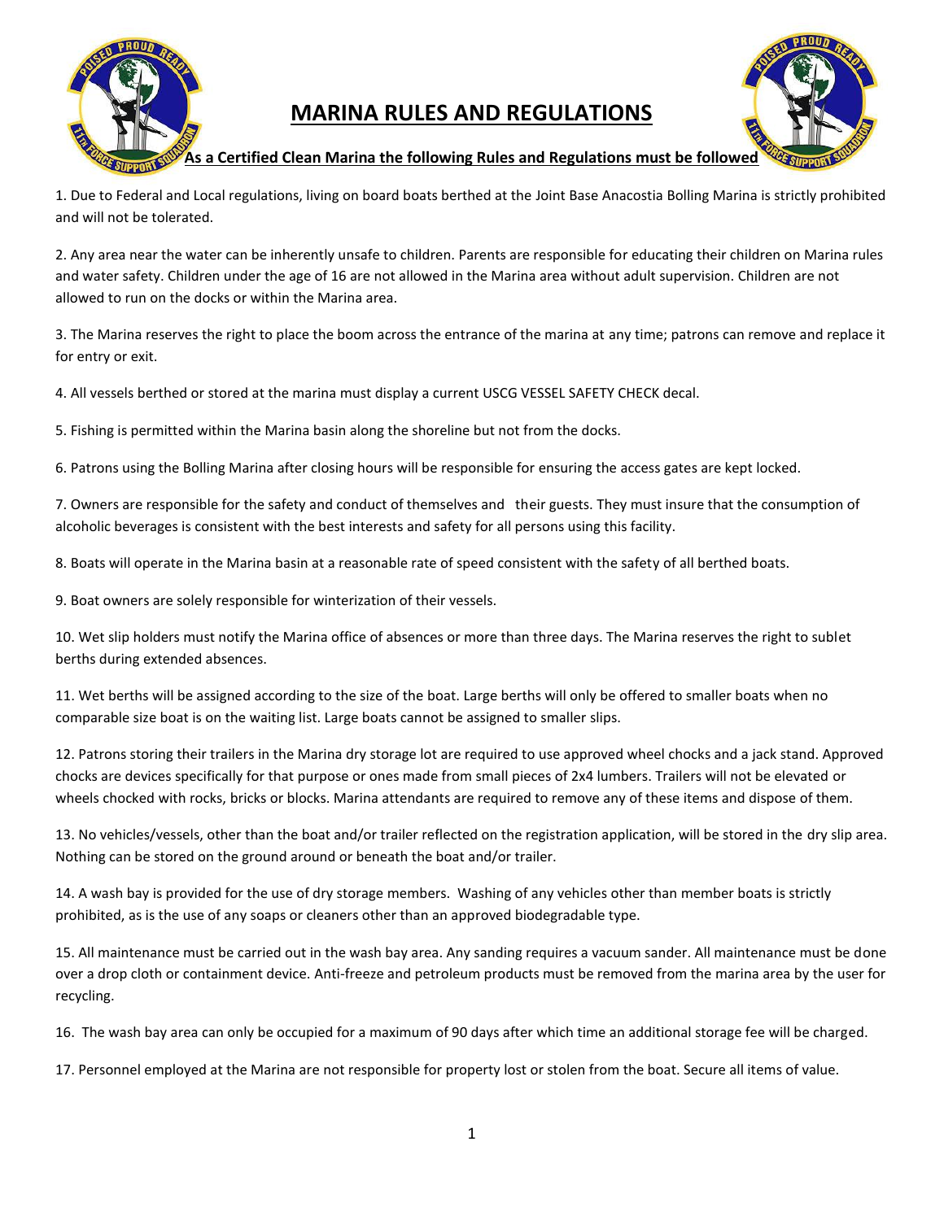# MARINA RULES AND REGULATIONS

**As a Certified Clean Marina the following Rules and Regulations must be followed**

1. Due to Federal and Local regulations, living on board boats berthed at the Joint Base Anacostia Bolling Marina is strictly prohibited and will not be tolerated.

2. Any area near the water can be inherently unsafe to children. Parents are responsible for educating their children on Marina rules and water safety. Children under the age of 16 are not allowed in the Marina area without adult supervision. Children are not allowed to run on the docks or within the Marina area.

3. The Marina reserves the right to place the boom across the entrance of the marina at any time; patrons can remove and replace it for entry or exit.

4. All vessels berthed or stored at the marina must display a current USCG VESSEL SAFETY CHECK decal.

5. Fishing is permitted within the Marina basin along the shoreline but not from the docks.

6. Patrons using the Bolling Marina after closing hours will be responsible for ensuring the access gates are kept locked.

7. Owners are responsible for the safety and conduct of themselves and their guests. They must insure that the consumption of alcoholic beverages is consistent with the best interests and safety for all persons using this facility.

8. Boats will operate in the Marina basin at a reasonable rate of speed consistent with the safety of all berthed boats.

9. Boat owners are solely responsible for winterization of their vessels.

10. Wet slip holders must notify the Marina office of absences or more than three days. The Marina reserves the right to sublet berths during extended absences.

11. Wet berths will be assigned according to the size of the boat. Large berths will only be offered to smaller boats when no comparable size boat is on the waiting list. Large boats cannot be assigned to smaller slips.

12. Patrons storing their trailers in the Marina dry storage lot are required to use approved wheel chocks and a jack stand. Approved chocks are devices specifically for that purpose or ones made from small pieces of 2x4 lumbers. Trailers will not be elevated or wheels chocked with rocks, bricks or blocks. Marina attendants are required to remove any of these items and dispose of them.

13. No vehicles/vessels, other than the boat and/or trailer reflected on the registration application, will be stored in the dry slip area. Nothing can be stored on the ground around or beneath the boat and/or trailer.

14. A wash bay is provided for the use of dry storage members. Washing of any vehicles other than member boats is strictly prohibited, as is the use of any soaps or cleaners other than an approved biodegradable type.

15. All maintenance must be carried out in the wash bay area. Any sanding requires a vacuum sander. All maintenance must be done over a drop cloth or containment device. Anti-freeze and petroleum products must be removed from the marina area by the user for recycling.

16. The wash bay area can only be occupied for a maximum of 90 days after which time an additional storage fee will be charged.

17. Personnel employed at the Marina are not responsible for property lost or stolen from the boat. Secure all items of value.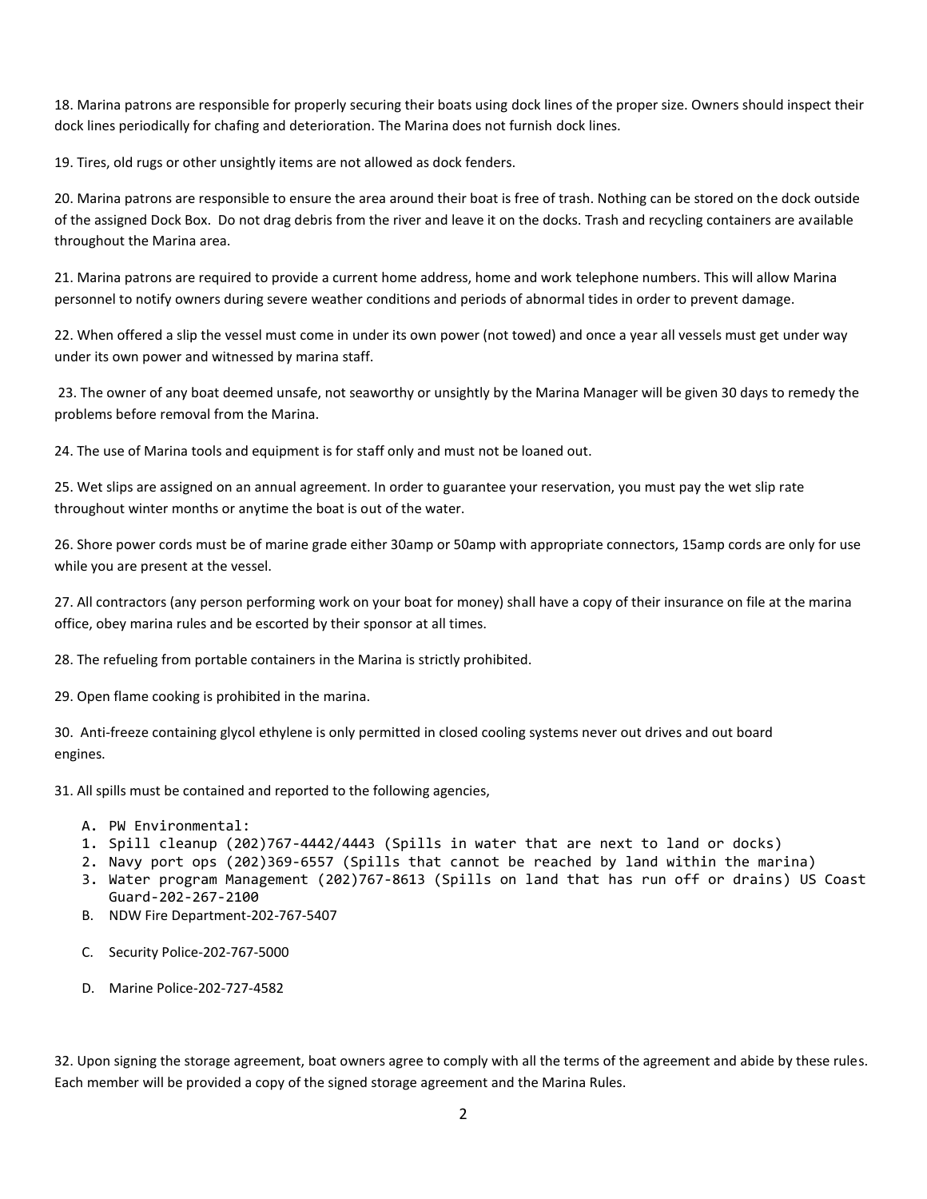18. Marina patrons are responsible for properly securing their boats using dock lines of the proper size. Owners should inspect their dock lines periodically for chafing and deterioration. The Marina does not furnish dock lines.

19. Tires, old rugs or other unsightly items are not allowed as dock fenders.

20. Marina patrons are responsible to ensure the area around their boat is free of trash. Nothing can be stored on the dock outside of the assigned Dock Box. Do not drag debris from the river and leave it on the docks. Trash and recycling containers are available throughout the Marina area.

21. Marina patrons are required to provide a current home address, home and work telephone numbers. This will allow Marina personnel to notify owners during severe weather conditions and periods of abnormal tides in order to prevent damage.

22. When offered a slip the vessel must come in under its own power (not towed) and once a year all vessels must get under way under its own power and witnessed by marina staff.

23. The owner of any boat deemed unsafe, not seaworthy or unsightly by the Marina Manager will be given 30 days to remedy the problems before removal from the Marina.

24. The use of Marina tools and equipment is for staff only and must not be loaned out.

25. Wet slips are assigned on an annual agreement. In order to guarantee your reservation, you must pay the wet slip rate throughout winter months or anytime the boat is out of the water.

26. Shore power cords must be of marine grade either 30amp or 50amp with appropriate connectors, 15amp cords are only for use while you are present at the vessel.

27. All contractors (any person performing work on your boat for money) shall have a copy of their insurance on file at the marina office, obey marina rules and be escorted by their sponsor at all times.

28. The refueling from portable containers in the Marina is strictly prohibited.

29. Open flame cooking is prohibited in the marina.

30. Anti-freeze containing glycol ethylene is only permitted in closed cooling systems never out drives and out board engines.

31. All spills must be contained and reported to the following agencies,

A. PW Environmental:
1. Spill cleanup (202)767-4442/4443 (Spills in water that are next to land or docks)
2. Navy port ops (202)369-6557 (Spills that cannot be reached by land within the marina)
3. Water program Management (202)767-8613 (Spills on land that has run off or drains) US Coast Guard-202-267-2100

B. NDW Fire Department-202-767-5407

C. Security Police-202-767-5000

D. Marine Police-202-727-4582

32. Upon signing the storage agreement, boat owners agree to comply with all the terms of the agreement and abide by these rules. Each member will be provided a copy of the signed storage agreement and the Marina Rules.